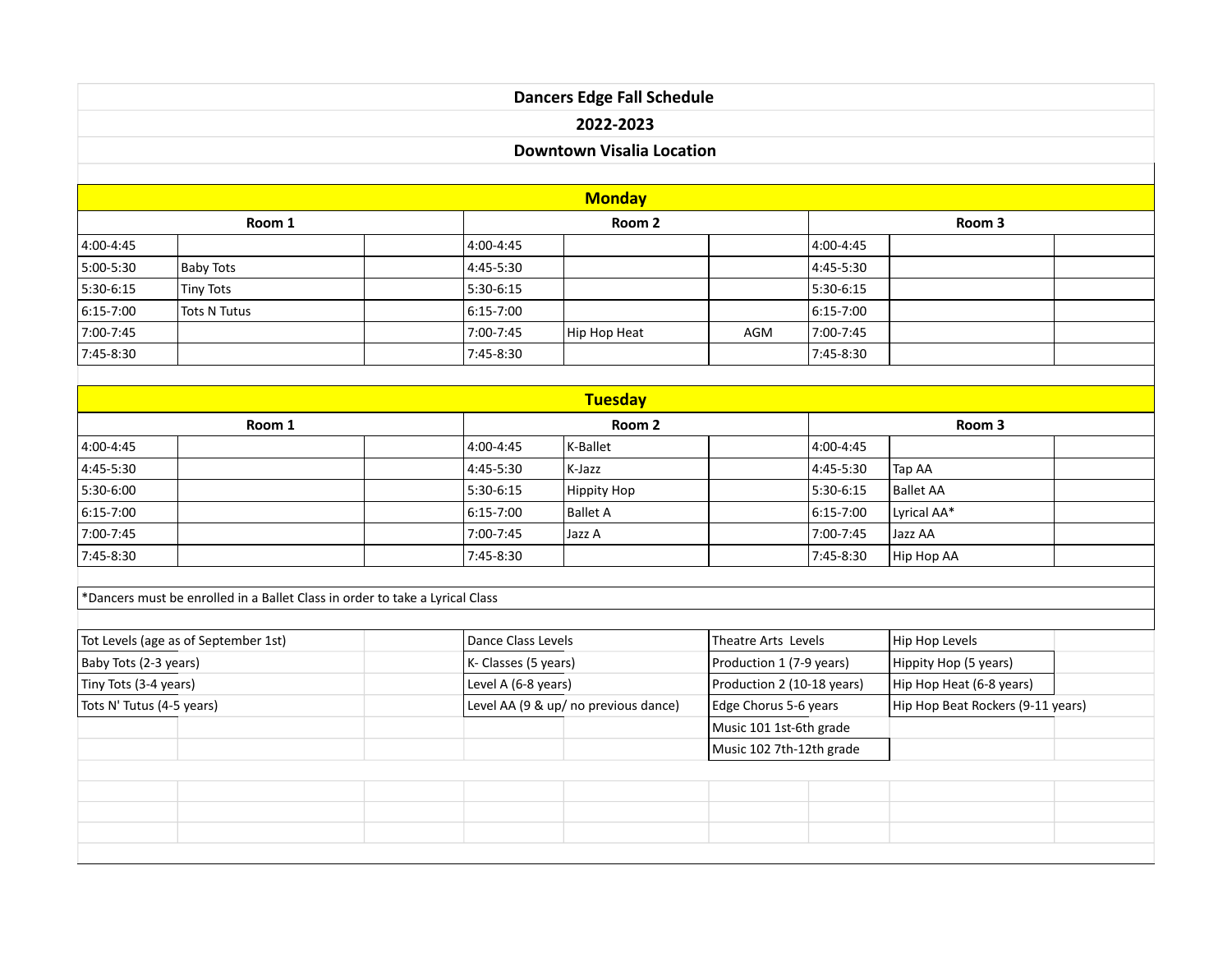# Dancers Edge Fall Schedule

## 2022-2023

## Downtown Visalia Location

### Monday

| Room 1 | | | Room 2 | | | Room 3 | | |
|---|---|---|---|---|---|---|---|---|
| 4:00-4:45 | | | 4:00-4:45 | | | 4:00-4:45 | | |
| 5:00-5:30 | Baby Tots | | 4:45-5:30 | | | 4:45-5:30 | | |
| 5:30-6:15 | Tiny Tots | | 5:30-6:15 | | | 5:30-6:15 | | |
| 6:15-7:00 | Tots N Tutus | | 6:15-7:00 | | | 6:15-7:00 | | |
| 7:00-7:45 | | | 7:00-7:45 | Hip Hop Heat | AGM | 7:00-7:45 | | |
| 7:45-8:30 | | | 7:45-8:30 | | | 7:45-8:30 | | |

### Tuesday

| Room 1 | | | Room 2 | | | Room 3 | | |
|---|---|---|---|---|---|---|---|---|
| 4:00-4:45 | | | 4:00-4:45 | K-Ballet | | 4:00-4:45 | | |
| 4:45-5:30 | | | 4:45-5:30 | K-Jazz | | 4:45-5:30 | Tap AA | |
| 5:30-6:00 | | | 5:30-6:15 | Hippity Hop | | 5:30-6:15 | Ballet AA | |
| 6:15-7:00 | | | 6:15-7:00 | Ballet A | | 6:15-7:00 | Lyrical AA* | |
| 7:00-7:45 | | | 7:00-7:45 | Jazz A | | 7:00-7:45 | Jazz AA | |
| 7:45-8:30 | | | 7:45-8:30 | | | 7:45-8:30 | Hip Hop AA | |

*Dancers must be enrolled in a Ballet Class in order to take a Lyrical Class

| Tot Levels (age as of September 1st) | Dance Class Levels | Theatre Arts Levels | Hip Hop Levels |
|---|---|---|---|
| Baby Tots (2-3 years) | K- Classes (5 years) | Production 1 (7-9 years) | Hippity Hop (5 years) |
| Tiny Tots (3-4 years) | Level A (6-8 years) | Production 2 (10-18 years) | Hip Hop Heat (6-8 years) |
| Tots N' Tutus (4-5 years) | Level AA (9 & up/ no previous dance) | Edge Chorus 5-6 years | Hip Hop Beat Rockers (9-11 years) |
| | | Music 101 1st-6th grade | |
| | | Music 102 7th-12th grade | |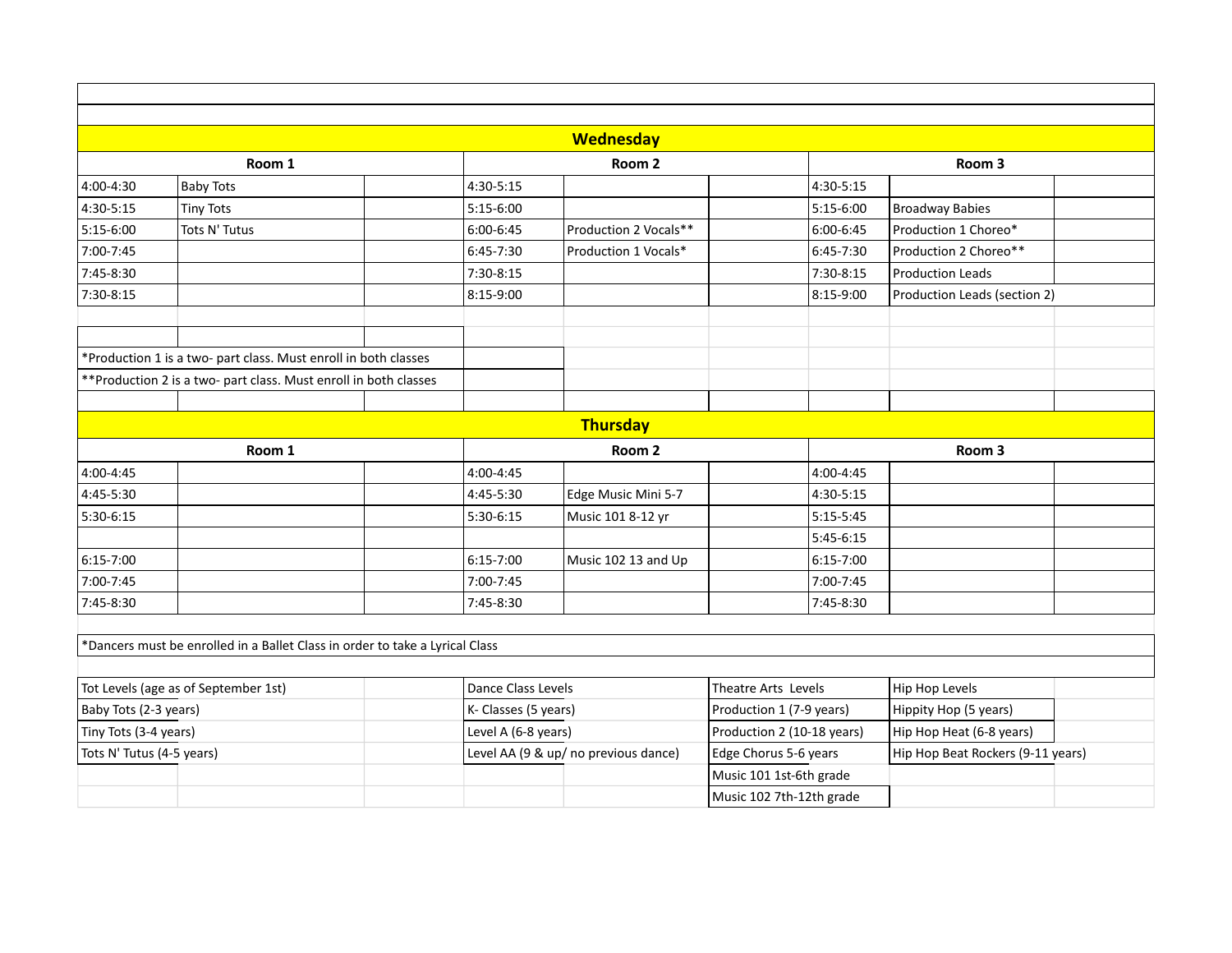## Wednesday

| Room 1 | | | Room 2 | | | Room 3 | | |
|---|---|---|---|---|---|---|---|---|
| 4:00-4:30 | Baby Tots | | 4:30-5:15 | | | 4:30-5:15 | | |
| 4:30-5:15 | Tiny Tots | | 5:15-6:00 | | | 5:15-6:00 | Broadway Babies | |
| 5:15-6:00 | Tots N' Tutus | | 6:00-6:45 | Production 2 Vocals** | | 6:00-6:45 | Production 1 Choreo* | |
| 7:00-7:45 | | | 6:45-7:30 | Production 1 Vocals* | | 6:45-7:30 | Production 2 Choreo** | |
| 7:45-8:30 | | | 7:30-8:15 | | | 7:30-8:15 | Production Leads | |
| 7:30-8:15 | | | 8:15-9:00 | | | 8:15-9:00 | Production Leads (section 2) | |

*Production 1 is a two- part class. Must enroll in both classes

**Production 2 is a two- part class. Must enroll in both classes

## Thursday

| Room 1 | | | Room 2 | | | Room 3 | | |
|---|---|---|---|---|---|---|---|---|
| 4:00-4:45 | | | 4:00-4:45 | | | 4:00-4:45 | | |
| 4:45-5:30 | | | 4:45-5:30 | Edge Music Mini 5-7 | | 4:30-5:15 | | |
| 5:30-6:15 | | | 5:30-6:15 | Music 101 8-12 yr | | 5:15-5:45 | | |
| | | | | | | 5:45-6:15 | | |
| 6:15-7:00 | | | 6:15-7:00 | Music 102 13 and Up | | 6:15-7:00 | | |
| 7:00-7:45 | | | 7:00-7:45 | | | 7:00-7:45 | | |
| 7:45-8:30 | | | 7:45-8:30 | | | 7:45-8:30 | | |

*Dancers must be enrolled in a Ballet Class in order to take a Lyrical Class

| Tot Levels (age as of September 1st) | Dance Class Levels | Theatre Arts Levels | Hip Hop Levels |
|---|---|---|---|
| Baby Tots (2-3 years) | K- Classes (5 years) | Production 1 (7-9 years) | Hippity Hop (5 years) |
| Tiny Tots (3-4 years) | Level A (6-8 years) | Production 2 (10-18 years) | Hip Hop Heat (6-8 years) |
| Tots N' Tutus (4-5 years) | Level AA (9 & up/ no previous dance) | Edge Chorus 5-6 years | Hip Hop Beat Rockers (9-11 years) |
| | | Music 101 1st-6th grade | |
| | | Music 102 7th-12th grade | |